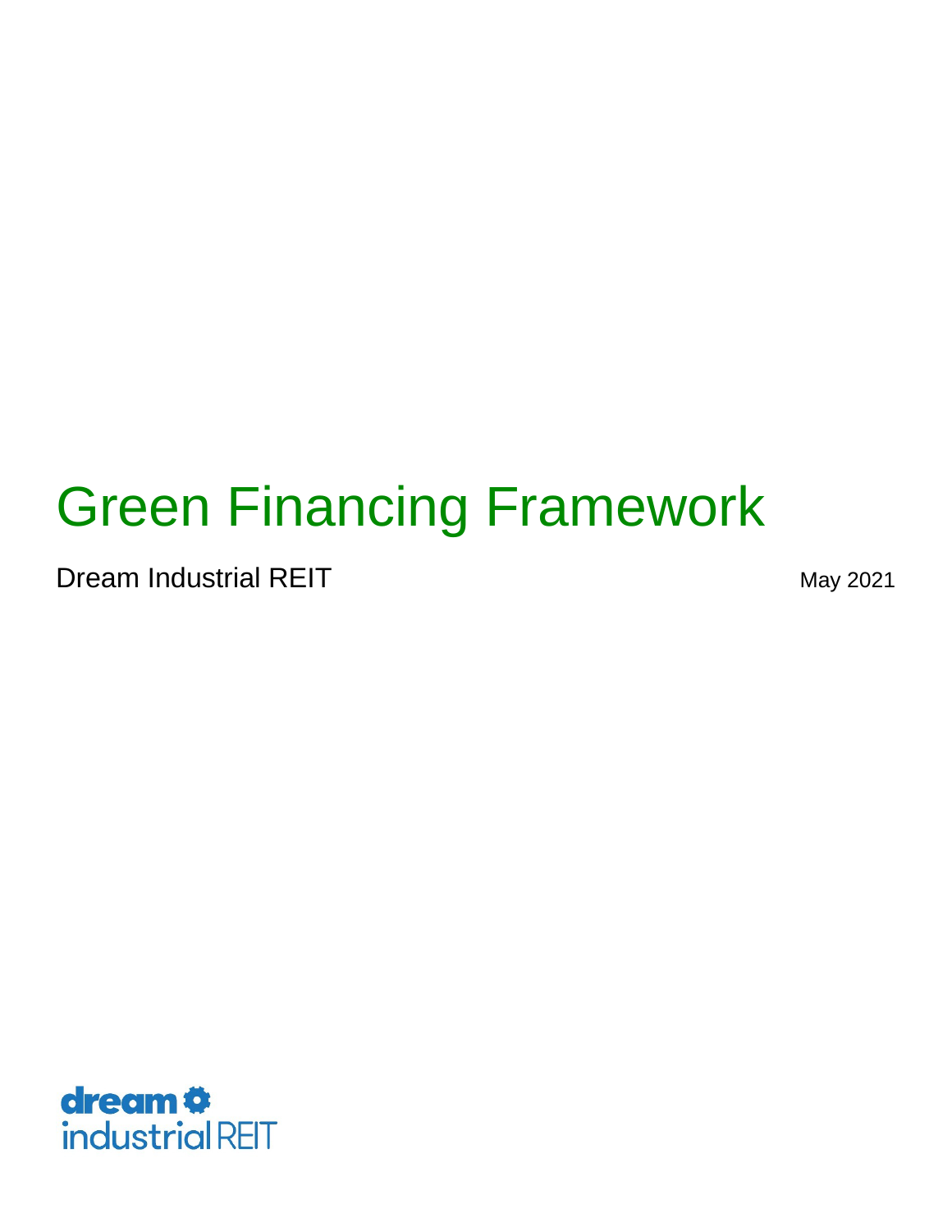# Green Financing Framework

Dream Industrial REIT

May 2021

dream
industrial REIT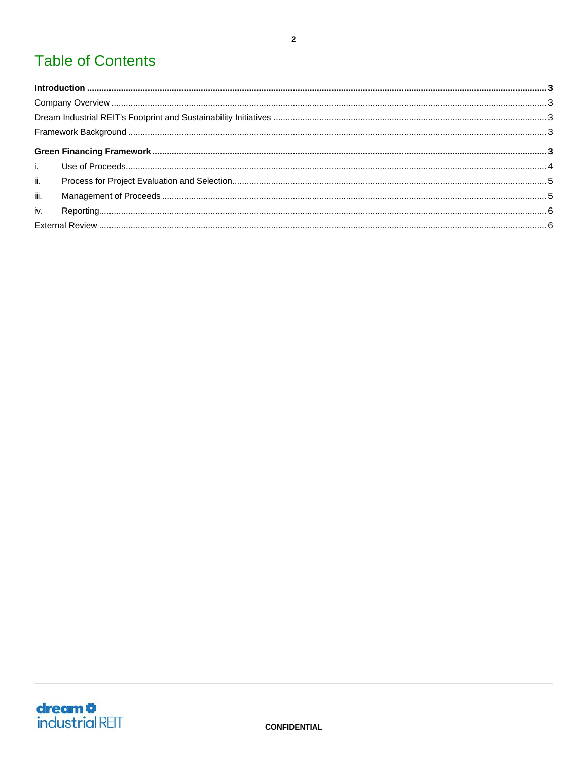# Table of Contents

**Introduction** ..... **3**

Company Overview ..... 3

Dream Industrial REIT's Footprint and Sustainability Initiatives ..... 3

Framework Background ..... 3

**Green Financing Framework** ..... **3**

i. Use of Proceeds ..... 4

ii. Process for Project Evaluation and Selection ..... 5

iii. Management of Proceeds ..... 5

iv. Reporting ..... 6

External Review ..... 6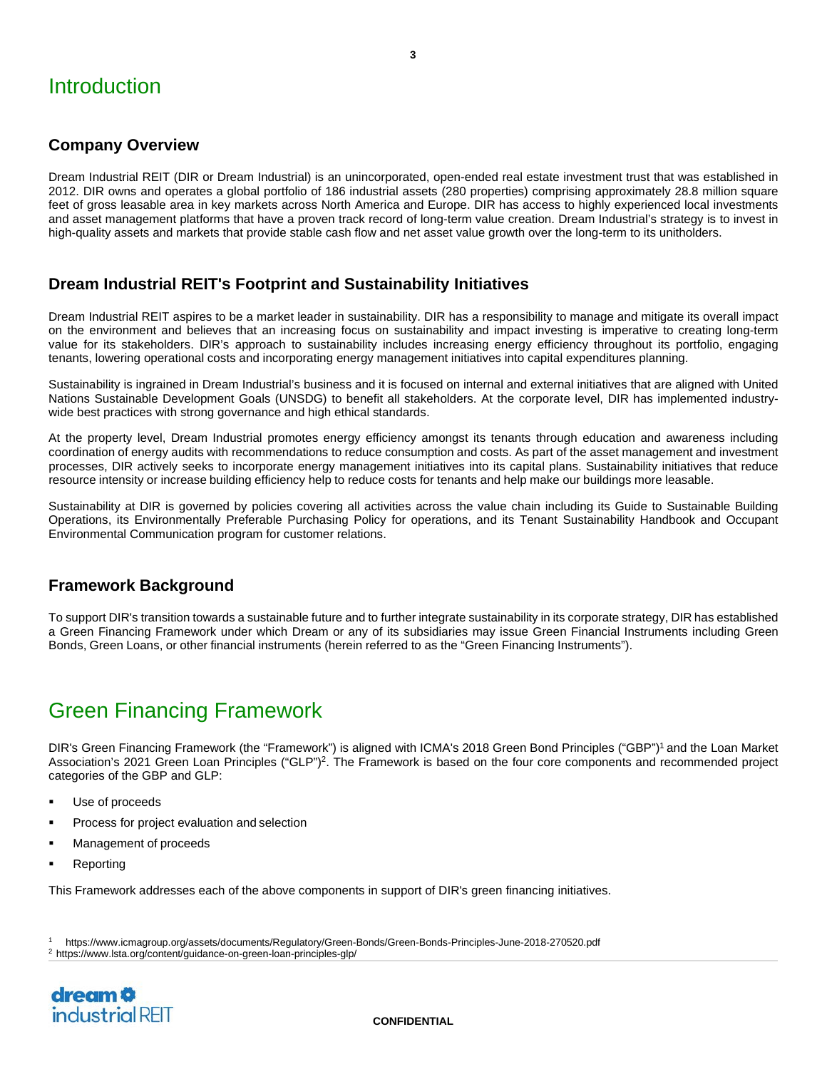# Introduction

## Company Overview

Dream Industrial REIT (DIR or Dream Industrial) is an unincorporated, open-ended real estate investment trust that was established in 2012. DIR owns and operates a global portfolio of 186 industrial assets (280 properties) comprising approximately 28.8 million square feet of gross leasable area in key markets across North America and Europe. DIR has access to highly experienced local investments and asset management platforms that have a proven track record of long-term value creation. Dream Industrial's strategy is to invest in high-quality assets and markets that provide stable cash flow and net asset value growth over the long-term to its unitholders.

## Dream Industrial REIT's Footprint and Sustainability Initiatives

Dream Industrial REIT aspires to be a market leader in sustainability. DIR has a responsibility to manage and mitigate its overall impact on the environment and believes that an increasing focus on sustainability and impact investing is imperative to creating long-term value for its stakeholders. DIR's approach to sustainability includes increasing energy efficiency throughout its portfolio, engaging tenants, lowering operational costs and incorporating energy management initiatives into capital expenditures planning.

Sustainability is ingrained in Dream Industrial's business and it is focused on internal and external initiatives that are aligned with United Nations Sustainable Development Goals (UNSDG) to benefit all stakeholders. At the corporate level, DIR has implemented industry-wide best practices with strong governance and high ethical standards.

At the property level, Dream Industrial promotes energy efficiency amongst its tenants through education and awareness including coordination of energy audits with recommendations to reduce consumption and costs. As part of the asset management and investment processes, DIR actively seeks to incorporate energy management initiatives into its capital plans. Sustainability initiatives that reduce resource intensity or increase building efficiency help to reduce costs for tenants and help make our buildings more leasable.

Sustainability at DIR is governed by policies covering all activities across the value chain including its Guide to Sustainable Building Operations, its Environmentally Preferable Purchasing Policy for operations, and its Tenant Sustainability Handbook and Occupant Environmental Communication program for customer relations.

## Framework Background

To support DIR's transition towards a sustainable future and to further integrate sustainability in its corporate strategy, DIR has established a Green Financing Framework under which Dream or any of its subsidiaries may issue Green Financial Instruments including Green Bonds, Green Loans, or other financial instruments (herein referred to as the "Green Financing Instruments").

# Green Financing Framework

DIR's Green Financing Framework (the "Framework") is aligned with ICMA's 2018 Green Bond Principles ("GBP")[1] and the Loan Market Association's 2021 Green Loan Principles ("GLP")[2]. The Framework is based on the four core components and recommended project categories of the GBP and GLP:

- Use of proceeds
- Process for project evaluation and selection
- Management of proceeds
- Reporting

This Framework addresses each of the above components in support of DIR's green financing initiatives.

[1] https://www.icmagroup.org/assets/documents/Regulatory/Green-Bonds/Green-Bonds-Principles-June-2018-270520.pdf
[2] https://www.lsta.org/content/guidance-on-green-loan-principles-glp/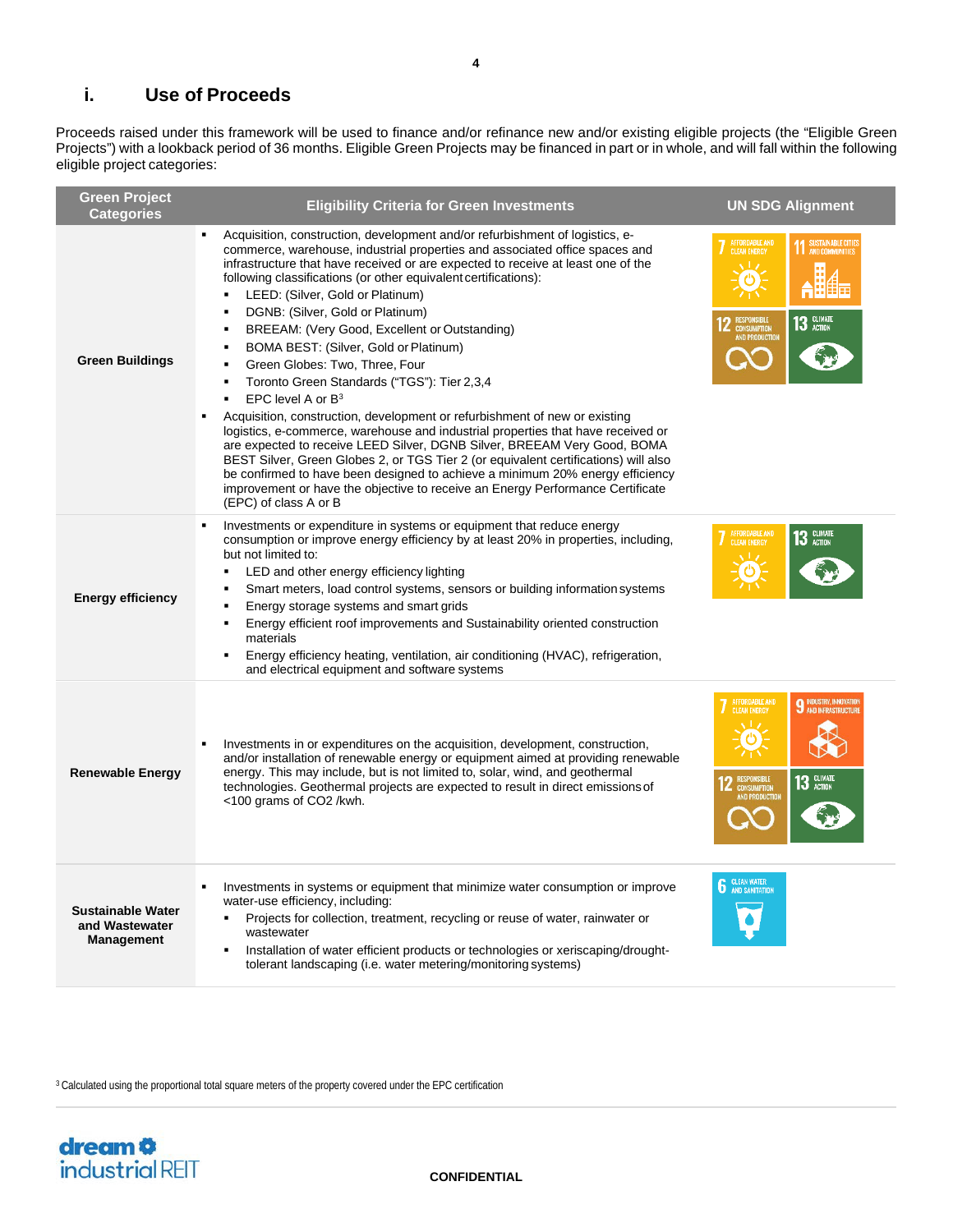## i. Use of Proceeds

Proceeds raised under this framework will be used to finance and/or refinance new and/or existing eligible projects (the "Eligible Green Projects") with a lookback period of 36 months. Eligible Green Projects may be financed in part or in whole, and will fall within the following eligible project categories:

| Green Project Categories | Eligibility Criteria for Green Investments | UN SDG Alignment |
|---|---|---|
| **Green Buildings** | ▪ Acquisition, construction, development and/or refurbishment of logistics, e-commerce, warehouse, industrial properties and associated office spaces and infrastructure that have received or are expected to receive at least one of the following classifications (or other equivalent certifications):<br>▪ LEED: (Silver, Gold or Platinum)<br>▪ DGNB: (Silver, Gold or Platinum)<br>▪ BREEAM: (Very Good, Excellent or Outstanding)<br>▪ BOMA BEST: (Silver, Gold or Platinum)<br>▪ Green Globes: Two, Three, Four<br>▪ Toronto Green Standards ("TGS"): Tier 2,3,4<br>▪ EPC level A or B[3]<br>▪ Acquisition, construction, development or refurbishment of new or existing logistics, e-commerce, warehouse and industrial properties that have received or are expected to receive LEED Silver, DGNB Silver, BREEAM Very Good, BOMA BEST Silver, Green Globes 2, or TGS Tier 2 (or equivalent certifications) will also be confirmed to have been designed to achieve a minimum 20% energy efficiency improvement or have the objective to receive an Energy Performance Certificate (EPC) of class A or B | 7 Affordable and Clean Energy; 11 Sustainable Cities and Communities; 12 Responsible Consumption and Production; 13 Climate Action |
| **Energy efficiency** | ▪ Investments or expenditure in systems or equipment that reduce energy consumption or improve energy efficiency by at least 20% in properties, including, but not limited to:<br>▪ LED and other energy efficiency lighting<br>▪ Smart meters, load control systems, sensors or building information systems<br>▪ Energy storage systems and smart grids<br>▪ Energy efficient roof improvements and Sustainability oriented construction materials<br>▪ Energy efficiency heating, ventilation, air conditioning (HVAC), refrigeration, and electrical equipment and software systems | 7 Affordable and Clean Energy; 13 Climate Action |
| **Renewable Energy** | ▪ Investments in or expenditures on the acquisition, development, construction, and/or installation of renewable energy or equipment aimed at providing renewable energy. This may include, but is not limited to, solar, wind, and geothermal technologies. Geothermal projects are expected to result in direct emissions of <100 grams of CO2 /kwh. | 7 Affordable and Clean Energy; 9 Industry, Innovation and Infrastructure; 12 Responsible Consumption and Production; 13 Climate Action |
| **Sustainable Water and Wastewater Management** | ▪ Investments in systems or equipment that minimize water consumption or improve water-use efficiency, including:<br>▪ Projects for collection, treatment, recycling or reuse of water, rainwater or wastewater<br>▪ Installation of water efficient products or technologies or xeriscaping/drought-tolerant landscaping (i.e. water metering/monitoring systems) | 6 Clean Water and Sanitation |

[3] Calculated using the proportional total square meters of the property covered under the EPC certification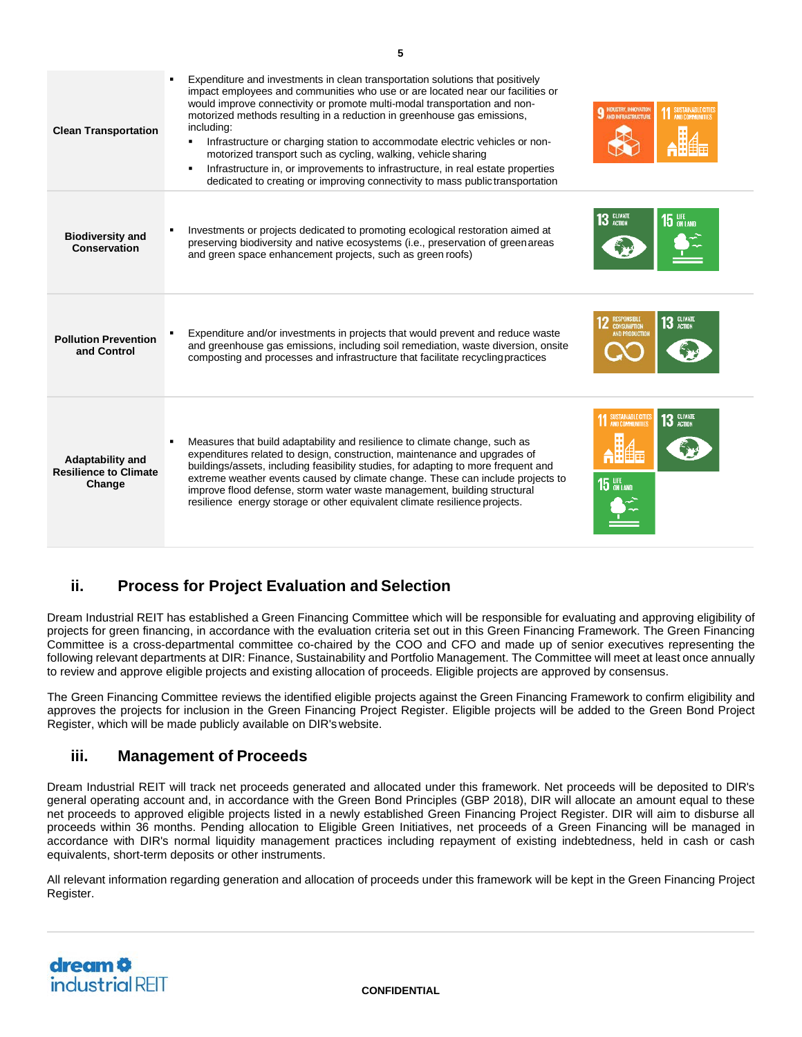| | | |
|---|---|---|
| **Clean Transportation** | ▪ Expenditure and investments in clean transportation solutions that positively impact employees and communities who use or are located near our facilities or would improve connectivity or promote multi-modal transportation and non-motorized methods resulting in a reduction in greenhouse gas emissions, including:<br>▪ Infrastructure or charging station to accommodate electric vehicles or non-motorized transport such as cycling, walking, vehicle sharing<br>▪ Infrastructure in, or improvements to infrastructure, in real estate properties dedicated to creating or improving connectivity to mass public transportation | 9 INDUSTRY, INNOVATION AND INFRASTRUCTURE; 11 SUSTAINABLE CITIES AND COMMUNITIES |
| **Biodiversity and Conservation** | ▪ Investments or projects dedicated to promoting ecological restoration aimed at preserving biodiversity and native ecosystems (i.e., preservation of green areas and green space enhancement projects, such as green roofs) | 13 CLIMATE ACTION; 15 LIFE ON LAND |
| **Pollution Prevention and Control** | ▪ Expenditure and/or investments in projects that would prevent and reduce waste and greenhouse gas emissions, including soil remediation, waste diversion, onsite composting and processes and infrastructure that facilitate recycling practices | 12 RESPONSIBLE CONSUMPTION AND PRODUCTION; 13 CLIMATE ACTION |
| **Adaptability and Resilience to Climate Change** | ▪ Measures that build adaptability and resilience to climate change, such as expenditures related to design, construction, maintenance and upgrades of buildings/assets, including feasibility studies, for adapting to more frequent and extreme weather events caused by climate change. These can include projects to improve flood defense, storm water waste management, building structural resilience energy storage or other equivalent climate resilience projects. | 11 SUSTAINABLE CITIES AND COMMUNITIES; 13 CLIMATE ACTION; 15 LIFE ON LAND |

## ii. Process for Project Evaluation and Selection

Dream Industrial REIT has established a Green Financing Committee which will be responsible for evaluating and approving eligibility of projects for green financing, in accordance with the evaluation criteria set out in this Green Financing Framework. The Green Financing Committee is a cross-departmental committee co-chaired by the COO and CFO and made up of senior executives representing the following relevant departments at DIR: Finance, Sustainability and Portfolio Management. The Committee will meet at least once annually to review and approve eligible projects and existing allocation of proceeds. Eligible projects are approved by consensus.

The Green Financing Committee reviews the identified eligible projects against the Green Financing Framework to confirm eligibility and approves the projects for inclusion in the Green Financing Project Register. Eligible projects will be added to the Green Bond Project Register, which will be made publicly available on DIR's website.

## iii. Management of Proceeds

Dream Industrial REIT will track net proceeds generated and allocated under this framework. Net proceeds will be deposited to DIR's general operating account and, in accordance with the Green Bond Principles (GBP 2018), DIR will allocate an amount equal to these net proceeds to approved eligible projects listed in a newly established Green Financing Project Register. DIR will aim to disburse all proceeds within 36 months. Pending allocation to Eligible Green Initiatives, net proceeds of a Green Financing will be managed in accordance with DIR's normal liquidity management practices including repayment of existing indebtedness, held in cash or cash equivalents, short-term deposits or other instruments.

All relevant information regarding generation and allocation of proceeds under this framework will be kept in the Green Financing Project Register.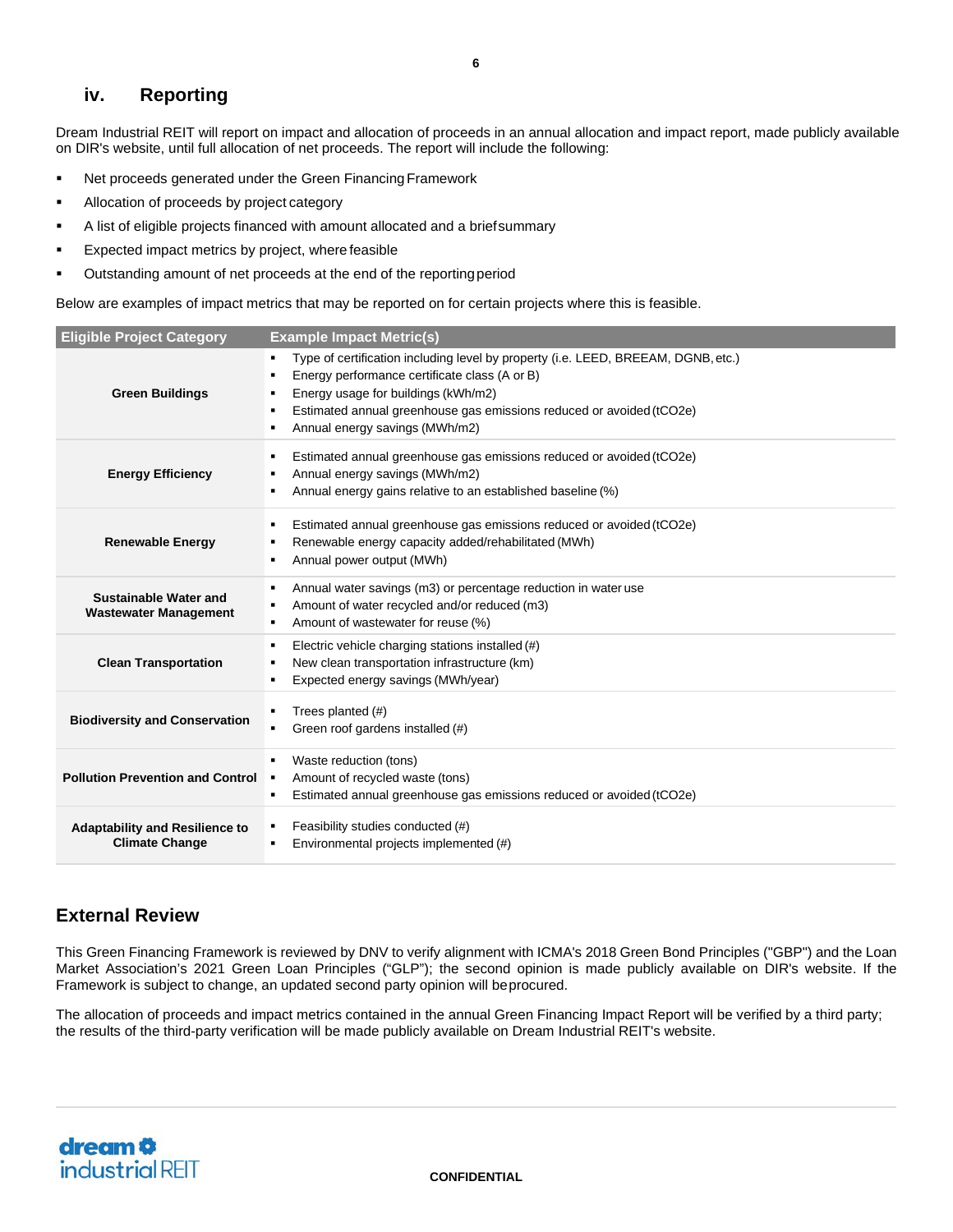## iv. Reporting

Dream Industrial REIT will report on impact and allocation of proceeds in an annual allocation and impact report, made publicly available on DIR's website, until full allocation of net proceeds. The report will include the following:

- Net proceeds generated under the Green Financing Framework
- Allocation of proceeds by project category
- A list of eligible projects financed with amount allocated and a brief summary
- Expected impact metrics by project, where feasible
- Outstanding amount of net proceeds at the end of the reporting period

Below are examples of impact metrics that may be reported on for certain projects where this is feasible.

| Eligible Project Category | Example Impact Metric(s) |
|---|---|
| **Green Buildings** | ▪ Type of certification including level by property (i.e. LEED, BREEAM, DGNB, etc.)<br>▪ Energy performance certificate class (A or B)<br>▪ Energy usage for buildings (kWh/m2)<br>▪ Estimated annual greenhouse gas emissions reduced or avoided (tCO2e)<br>▪ Annual energy savings (MWh/m2) |
| **Energy Efficiency** | ▪ Estimated annual greenhouse gas emissions reduced or avoided (tCO2e)<br>▪ Annual energy savings (MWh/m2)<br>▪ Annual energy gains relative to an established baseline (%) |
| **Renewable Energy** | ▪ Estimated annual greenhouse gas emissions reduced or avoided (tCO2e)<br>▪ Renewable energy capacity added/rehabilitated (MWh)<br>▪ Annual power output (MWh) |
| **Sustainable Water and Wastewater Management** | ▪ Annual water savings (m3) or percentage reduction in water use<br>▪ Amount of water recycled and/or reduced (m3)<br>▪ Amount of wastewater for reuse (%) |
| **Clean Transportation** | ▪ Electric vehicle charging stations installed (#)<br>▪ New clean transportation infrastructure (km)<br>▪ Expected energy savings (MWh/year) |
| **Biodiversity and Conservation** | ▪ Trees planted (#)<br>▪ Green roof gardens installed (#) |
| **Pollution Prevention and Control** | ▪ Waste reduction (tons)<br>▪ Amount of recycled waste (tons)<br>▪ Estimated annual greenhouse gas emissions reduced or avoided (tCO2e) |
| **Adaptability and Resilience to Climate Change** | ▪ Feasibility studies conducted (#)<br>▪ Environmental projects implemented (#) |

## External Review

This Green Financing Framework is reviewed by DNV to verify alignment with ICMA's 2018 Green Bond Principles ("GBP") and the Loan Market Association's 2021 Green Loan Principles ("GLP"); the second opinion is made publicly available on DIR's website. If the Framework is subject to change, an updated second party opinion will be procured.

The allocation of proceeds and impact metrics contained in the annual Green Financing Impact Report will be verified by a third party; the results of the third-party verification will be made publicly available on Dream Industrial REIT's website.